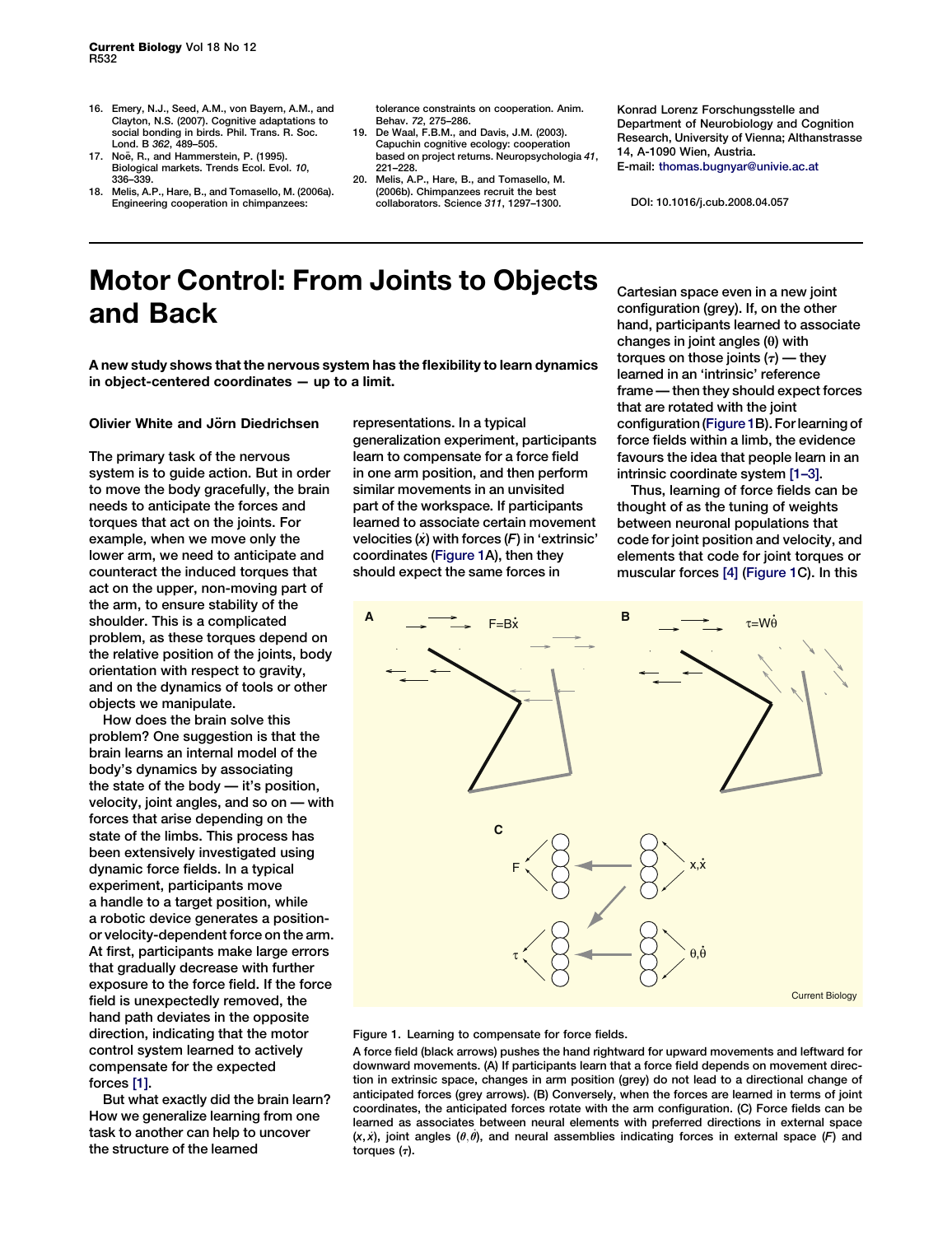16. Emery, N.J., Seed, A.M., von Bayern, A.M., and Clayton, N.S. (2007). Cognitive adaptations to social bonding in birds. Phil. Trans. R. Soc. Lond. B *362*, 489–505.
17. Noë, R., and Hammerstein, P. (1995). Biological markets. Trends Ecol. Evol. *10*, 336–339.
18. Melis, A.P., Hare, B., and Tomasello, M. (2006a). Engineering cooperation in chimpanzees: tolerance constraints on cooperation. Anim. Behav. *72*, 275–286.
19. De Waal, F.B.M., and Davis, J.M. (2003). Capuchin cognitive ecology: cooperation based on project returns. Neuropsychologia *41*, 221–228.
20. Melis, A.P., Hare, B., and Tomasello, M. (2006b). Chimpanzees recruit the best collaborators. Science *311*, 1297–1300.

Konrad Lorenz Forschungsstelle and Department of Neurobiology and Cognition Research, University of Vienna; Althanstrasse 14, A-1090 Wien, Austria.
E-mail: thomas.bugnyar@univie.ac.at

DOI: 10.1016/j.cub.2008.04.057

# Motor Control: From Joints to Objects and Back

**A new study shows that the nervous system has the flexibility to learn dynamics in object-centered coordinates — up to a limit.**

**Olivier White and Jörn Diedrichsen**

The primary task of the nervous system is to guide action. But in order to move the body gracefully, the brain needs to anticipate the forces and torques that act on the joints. For example, when we move only the lower arm, we need to anticipate and counteract the induced torques that act on the upper, non-moving part of the arm, to ensure stability of the shoulder. This is a complicated problem, as these torques depend on the relative position of the joints, body orientation with respect to gravity, and on the dynamics of tools or other objects we manipulate.

How does the brain solve this problem? One suggestion is that the brain learns an internal model of the body's dynamics by associating the state of the body — it's position, velocity, joint angles, and so on — with forces that arise depending on the state of the limbs. This process has been extensively investigated using dynamic force fields. In a typical experiment, participants move a handle to a target position, while a robotic device generates a position- or velocity-dependent force on the arm. At first, participants make large errors that gradually decrease with further exposure to the force field. If the force field is unexpectedly removed, the hand path deviates in the opposite direction, indicating that the motor control system learned to actively compensate for the expected forces [1].

But what exactly did the brain learn? How we generalize learning from one task to another can help to uncover the structure of the learned representations. In a typical generalization experiment, participants learn to compensate for a force field in one arm position, and then perform similar movements in an unvisited part of the workspace. If participants learned to associate certain movement velocities ($\dot{x}$) with forces ($F$) in 'extrinsic' coordinates (Figure 1A), then they should expect the same forces in Cartesian space even in a new joint configuration (grey). If, on the other hand, participants learned to associate changes in joint angles ($\theta$) with torques on those joints ($\tau$) — they learned in an 'intrinsic' reference frame — then they should expect forces that are rotated with the joint configuration (Figure 1B). For learning of force fields within a limb, the evidence favours the idea that people learn in an intrinsic coordinate system [1–3].

Thus, learning of force fields can be thought of as the tuning of weights between neuronal populations that code for joint position and velocity, and elements that code for joint torques or muscular forces [4] (Figure 1C). In this

A
$F=B\dot{x}$

B
$\tau=W\dot{\theta}$

C
F
$x,\dot{x}$
$\tau$
$\theta,\dot{\theta}$

Figure 1. Learning to compensate for force fields.

A force field (black arrows) pushes the hand rightward for upward movements and leftward for downward movements. (A) If participants learn that a force field depends on movement direction in extrinsic space, changes in arm position (grey) do not lead to a directional change of anticipated forces (grey arrows). (B) Conversely, when the forces are learned in terms of joint coordinates, the anticipated forces rotate with the arm configuration. (C) Force fields can be learned as associates between neural elements with preferred directions in external space ($x,\dot{x}$), joint angles ($\theta,\dot{\theta}$), and neural assemblies indicating forces in external space ($F$) and torques ($\tau$).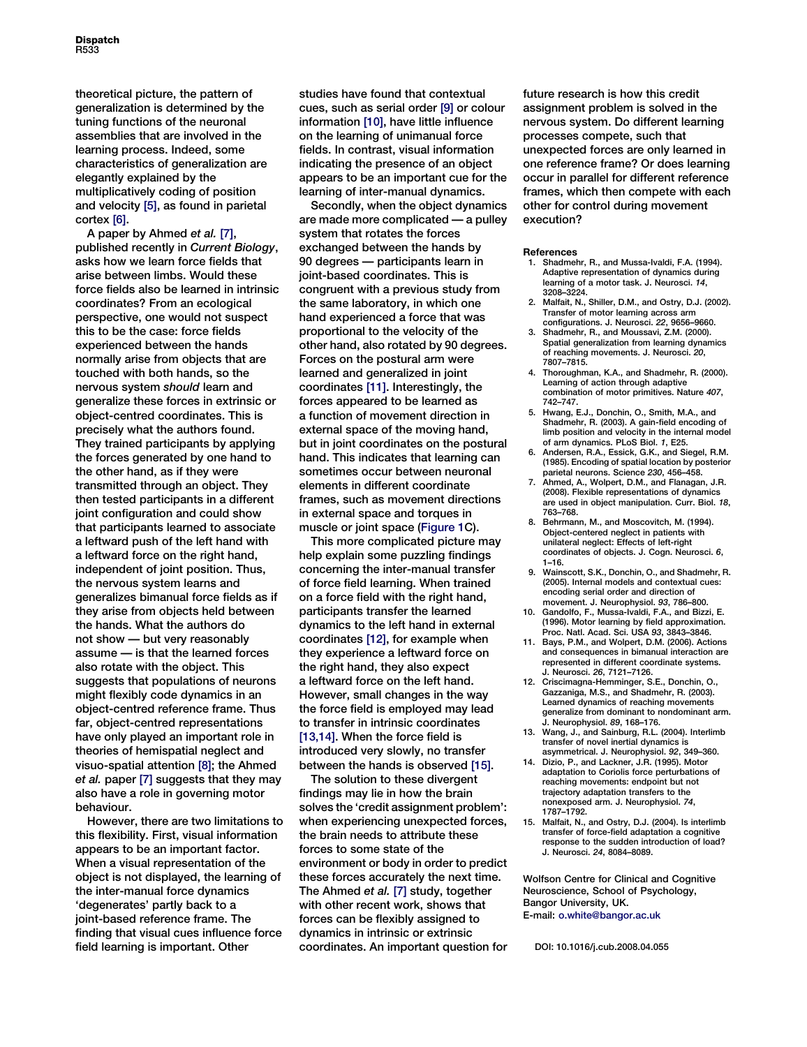theoretical picture, the pattern of generalization is determined by the tuning functions of the neuronal assemblies that are involved in the learning process. Indeed, some characteristics of generalization are elegantly explained by the multiplicatively coding of position and velocity [5], as found in parietal cortex [6].

A paper by Ahmed *et al.* [7], published recently in *Current Biology*, asks how we learn force fields that arise between limbs. Would these force fields also be learned in intrinsic coordinates? From an ecological perspective, one would not suspect this to be the case: force fields experienced between the hands normally arise from objects that are touched with both hands, so the nervous system *should* learn and generalize these forces in extrinsic or object-centred coordinates. This is precisely what the authors found. They trained participants by applying the forces generated by one hand to the other hand, as if they were transmitted through an object. They then tested participants in a different joint configuration and could show that participants learned to associate a leftward push of the left hand with a leftward force on the right hand, independent of joint position. Thus, the nervous system learns and generalizes bimanual force fields as if they arise from objects held between the hands. What the authors do not show — but very reasonably assume — is that the learned forces also rotate with the object. This suggests that populations of neurons might flexibly code dynamics in an object-centred reference frame. Thus far, object-centred representations have only played an important role in theories of hemispatial neglect and visuo-spatial attention [8]; the Ahmed *et al.* paper [7] suggests that they may also have a role in governing motor behaviour.

However, there are two limitations to this flexibility. First, visual information appears to be an important factor. When a visual representation of the object is not displayed, the learning of the inter-manual force dynamics 'degenerates' partly back to a joint-based reference frame. The finding that visual cues influence force field learning is important. Other studies have found that contextual cues, such as serial order [9] or colour information [10], have little influence on the learning of unimanual force fields. In contrast, visual information indicating the presence of an object appears to be an important cue for the learning of inter-manual dynamics.

Secondly, when the object dynamics are made more complicated — a pulley system that rotates the forces exchanged between the hands by 90 degrees — participants learn in joint-based coordinates. This is congruent with a previous study from the same laboratory, in which one hand experienced a force that was proportional to the velocity of the other hand, also rotated by 90 degrees. Forces on the postural arm were learned and generalized in joint coordinates [11]. Interestingly, the forces appeared to be learned as a function of movement direction in external space of the moving hand, but in joint coordinates on the postural hand. This indicates that learning can sometimes occur between neuronal elements in different coordinate frames, such as movement directions in external space and torques in muscle or joint space (Figure 1C).

This more complicated picture may help explain some puzzling findings concerning the inter-manual transfer of force field learning. When trained on a force field with the right hand, participants transfer the learned dynamics to the left hand in external coordinates [12], for example when they experience a leftward force on the right hand, they also expect a leftward force on the left hand. However, small changes in the way the force field is employed may lead to transfer in intrinsic coordinates [13,14]. When the force field is introduced very slowly, no transfer between the hands is observed [15].

The solution to these divergent findings may lie in how the brain solves the 'credit assignment problem': when experiencing unexpected forces, the brain needs to attribute these forces to some state of the environment or body in order to predict these forces accurately the next time. The Ahmed *et al.* [7] study, together with other recent work, shows that forces can be flexibly assigned to dynamics in intrinsic or extrinsic coordinates. An important question for future research is how this credit assignment problem is solved in the nervous system. Do different learning processes compete, such that unexpected forces are only learned in one reference frame? Or does learning occur in parallel for different reference frames, which then compete with each other for control during movement execution?

## References

1. Shadmehr, R., and Mussa-Ivaldi, F.A. (1994). Adaptive representation of dynamics during learning of a motor task. J. Neurosci. *14*, 3208–3224.
2. Malfait, N., Shiller, D.M., and Ostry, D.J. (2002). Transfer of motor learning across arm configurations. J. Neurosci. *22*, 9656–9660.
3. Shadmehr, R., and Moussavi, Z.M. (2000). Spatial generalization from learning dynamics of reaching movements. J. Neurosci. *20*, 7807–7815.
4. Thoroughman, K.A., and Shadmehr, R. (2000). Learning of action through adaptive combination of motor primitives. Nature *407*, 742–747.
5. Hwang, E.J., Donchin, O., Smith, M.A., and Shadmehr, R. (2003). A gain-field encoding of limb position and velocity in the internal model of arm dynamics. PLoS Biol. *1*, E25.
6. Andersen, R.A., Essick, G.K., and Siegel, R.M. (1985). Encoding of spatial location by posterior parietal neurons. Science *230*, 456–458.
7. Ahmed, A., Wolpert, D.M., and Flanagan, J.R. (2008). Flexible representations of dynamics are used in object manipulation. Curr. Biol. *18*, 763–768.
8. Behrmann, M., and Moscovitch, M. (1994). Object-centered neglect in patients with unilateral neglect: Effects of left-right coordinates of objects. J. Cogn. Neurosci. *6*, 1–16.
9. Wainscott, S.K., Donchin, O., and Shadmehr, R. (2005). Internal models and contextual cues: encoding serial order and direction of movement. J. Neurophysiol. *93*, 786–800.
10. Gandolfo, F., Mussa-Ivaldi, F.A., and Bizzi, E. (1996). Motor learning by field approximation. Proc. Natl. Acad. Sci. USA *93*, 3843–3846.
11. Bays, P.M., and Wolpert, D.M. (2006). Actions and consequences in bimanual interaction are represented in different coordinate systems. J. Neurosci. *26*, 7121–7126.
12. Criscimagna-Hemminger, S.E., Donchin, O., Gazzaniga, M.S., and Shadmehr, R. (2003). Learned dynamics of reaching movements generalize from dominant to nondominant arm. J. Neurophysiol. *89*, 168–176.
13. Wang, J., and Sainburg, R.L. (2004). Interlimb transfer of novel inertial dynamics is asymmetrical. J. Neurophysiol. *92*, 349–360.
14. Dizio, P., and Lackner, J.R. (1995). Motor adaptation to Coriolis force perturbations of reaching movements: endpoint but not trajectory adaptation transfers to the nonexposed arm. J. Neurophysiol. *74*, 1787–1792.
15. Malfait, N., and Ostry, D.J. (2004). Is interlimb transfer of force-field adaptation a cognitive response to the sudden introduction of load? J. Neurosci. *24*, 8084–8089.

Wolfson Centre for Clinical and Cognitive Neuroscience, School of Psychology, Bangor University, UK.
E-mail: o.white@bangor.ac.uk

DOI: 10.1016/j.cub.2008.04.055